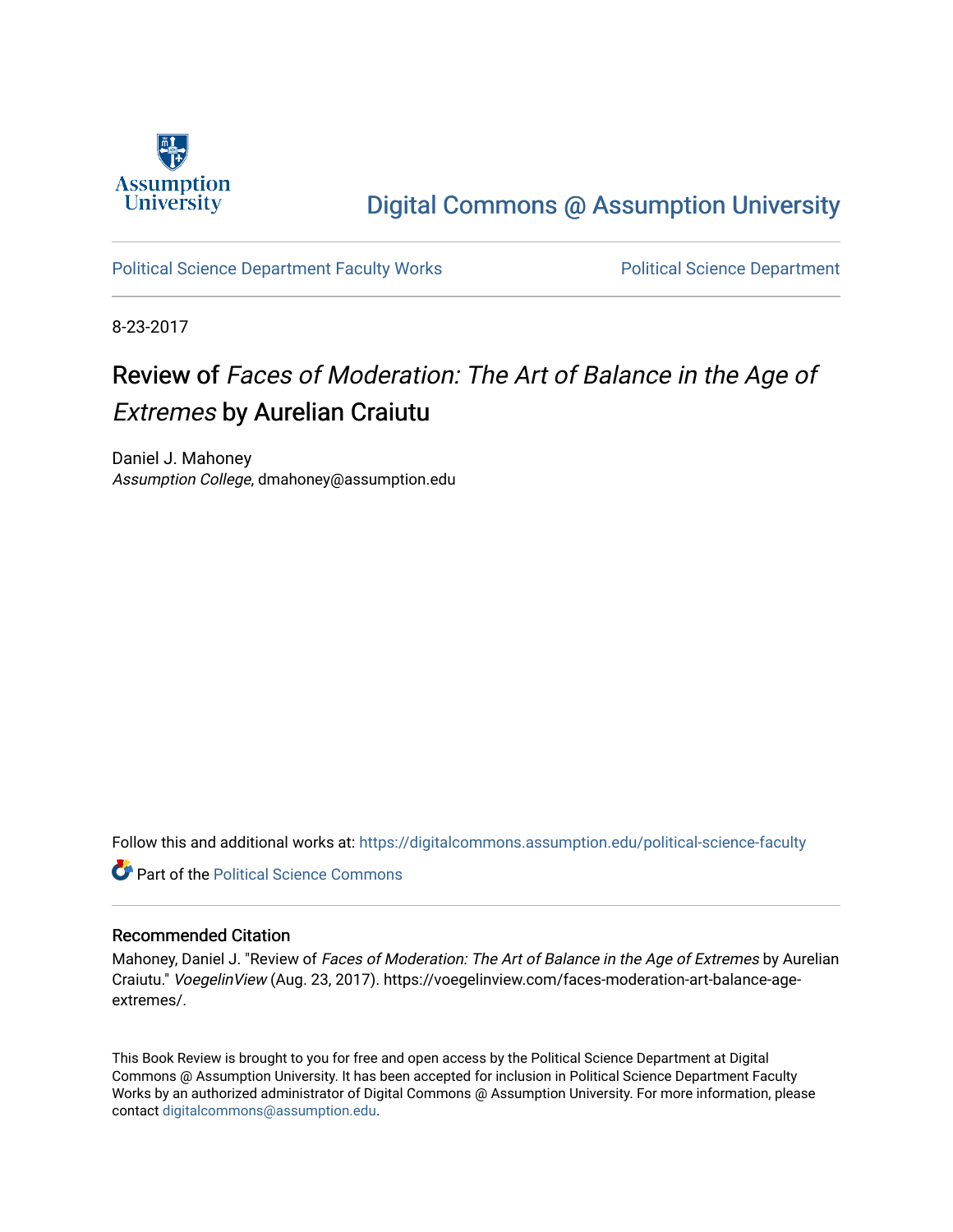Assumption University

# Digital Commons @ Assumption University

Political Science Department Faculty Works | Political Science Department

8-23-2017

## Review of *Faces of Moderation: The Art of Balance in the Age of Extremes* by Aurelian Craiutu

Daniel J. Mahoney
*Assumption College*, dmahoney@assumption.edu

Follow this and additional works at: https://digitalcommons.assumption.edu/political-science-faculty

Part of the Political Science Commons

### Recommended Citation

Mahoney, Daniel J. "Review of *Faces of Moderation: The Art of Balance in the Age of Extremes* by Aurelian Craiutu." *VoegelinView* (Aug. 23, 2017). https://voegelinview.com/faces-moderation-art-balance-age-extremes/.

This Book Review is brought to you for free and open access by the Political Science Department at Digital Commons @ Assumption University. It has been accepted for inclusion in Political Science Department Faculty Works by an authorized administrator of Digital Commons @ Assumption University. For more information, please contact digitalcommons@assumption.edu.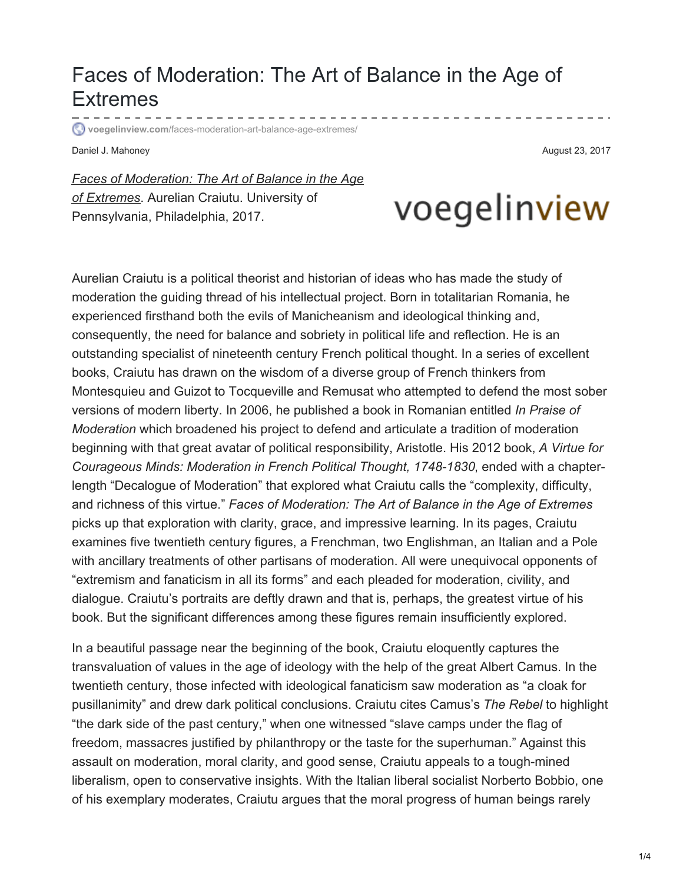# Faces of Moderation: The Art of Balance in the Age of Extremes

voegelinview.com/faces-moderation-art-balance-age-extremes/

Daniel J. Mahoney

August 23, 2017

*Faces of Moderation: The Art of Balance in the Age of Extremes*. Aurelian Craiutu. University of Pennsylvania, Philadelphia, 2017.

voegelinview

Aurelian Craiutu is a political theorist and historian of ideas who has made the study of moderation the guiding thread of his intellectual project. Born in totalitarian Romania, he experienced firsthand both the evils of Manicheanism and ideological thinking and, consequently, the need for balance and sobriety in political life and reflection. He is an outstanding specialist of nineteenth century French political thought. In a series of excellent books, Craiutu has drawn on the wisdom of a diverse group of French thinkers from Montesquieu and Guizot to Tocqueville and Remusat who attempted to defend the most sober versions of modern liberty. In 2006, he published a book in Romanian entitled *In Praise of Moderation* which broadened his project to defend and articulate a tradition of moderation beginning with that great avatar of political responsibility, Aristotle. His 2012 book, *A Virtue for Courageous Minds: Moderation in French Political Thought, 1748-1830*, ended with a chapter-length "Decalogue of Moderation" that explored what Craiutu calls the "complexity, difficulty, and richness of this virtue." *Faces of Moderation: The Art of Balance in the Age of Extremes* picks up that exploration with clarity, grace, and impressive learning. In its pages, Craiutu examines five twentieth century figures, a Frenchman, two Englishman, an Italian and a Pole with ancillary treatments of other partisans of moderation. All were unequivocal opponents of "extremism and fanaticism in all its forms" and each pleaded for moderation, civility, and dialogue. Craiutu's portraits are deftly drawn and that is, perhaps, the greatest virtue of his book. But the significant differences among these figures remain insufficiently explored.

In a beautiful passage near the beginning of the book, Craiutu eloquently captures the transvaluation of values in the age of ideology with the help of the great Albert Camus. In the twentieth century, those infected with ideological fanaticism saw moderation as "a cloak for pusillanimity" and drew dark political conclusions. Craiutu cites Camus's *The Rebel* to highlight "the dark side of the past century," when one witnessed "slave camps under the flag of freedom, massacres justified by philanthropy or the taste for the superhuman." Against this assault on moderation, moral clarity, and good sense, Craiutu appeals to a tough-mined liberalism, open to conservative insights. With the Italian liberal socialist Norberto Bobbio, one of his exemplary moderates, Craiutu argues that the moral progress of human beings rarely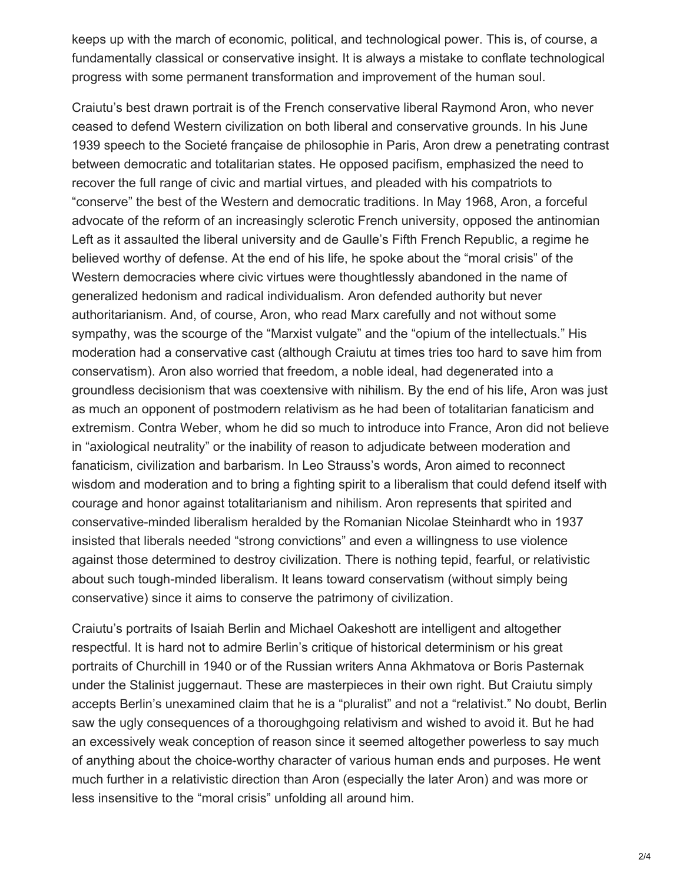keeps up with the march of economic, political, and technological power. This is, of course, a fundamentally classical or conservative insight. It is always a mistake to conflate technological progress with some permanent transformation and improvement of the human soul.

Craiutu's best drawn portrait is of the French conservative liberal Raymond Aron, who never ceased to defend Western civilization on both liberal and conservative grounds. In his June 1939 speech to the Societé française de philosophie in Paris, Aron drew a penetrating contrast between democratic and totalitarian states. He opposed pacifism, emphasized the need to recover the full range of civic and martial virtues, and pleaded with his compatriots to "conserve" the best of the Western and democratic traditions. In May 1968, Aron, a forceful advocate of the reform of an increasingly sclerotic French university, opposed the antinomian Left as it assaulted the liberal university and de Gaulle's Fifth French Republic, a regime he believed worthy of defense. At the end of his life, he spoke about the "moral crisis" of the Western democracies where civic virtues were thoughtlessly abandoned in the name of generalized hedonism and radical individualism. Aron defended authority but never authoritarianism. And, of course, Aron, who read Marx carefully and not without some sympathy, was the scourge of the "Marxist vulgate" and the "opium of the intellectuals." His moderation had a conservative cast (although Craiutu at times tries too hard to save him from conservatism). Aron also worried that freedom, a noble ideal, had degenerated into a groundless decisionism that was coextensive with nihilism. By the end of his life, Aron was just as much an opponent of postmodern relativism as he had been of totalitarian fanaticism and extremism. Contra Weber, whom he did so much to introduce into France, Aron did not believe in "axiological neutrality" or the inability of reason to adjudicate between moderation and fanaticism, civilization and barbarism. In Leo Strauss's words, Aron aimed to reconnect wisdom and moderation and to bring a fighting spirit to a liberalism that could defend itself with courage and honor against totalitarianism and nihilism. Aron represents that spirited and conservative-minded liberalism heralded by the Romanian Nicolae Steinhardt who in 1937 insisted that liberals needed "strong convictions" and even a willingness to use violence against those determined to destroy civilization. There is nothing tepid, fearful, or relativistic about such tough-minded liberalism. It leans toward conservatism (without simply being conservative) since it aims to conserve the patrimony of civilization.

Craiutu's portraits of Isaiah Berlin and Michael Oakeshott are intelligent and altogether respectful. It is hard not to admire Berlin's critique of historical determinism or his great portraits of Churchill in 1940 or of the Russian writers Anna Akhmatova or Boris Pasternak under the Stalinist juggernaut. These are masterpieces in their own right. But Craiutu simply accepts Berlin's unexamined claim that he is a "pluralist" and not a "relativist." No doubt, Berlin saw the ugly consequences of a thoroughgoing relativism and wished to avoid it. But he had an excessively weak conception of reason since it seemed altogether powerless to say much of anything about the choice-worthy character of various human ends and purposes. He went much further in a relativistic direction than Aron (especially the later Aron) and was more or less insensitive to the "moral crisis" unfolding all around him.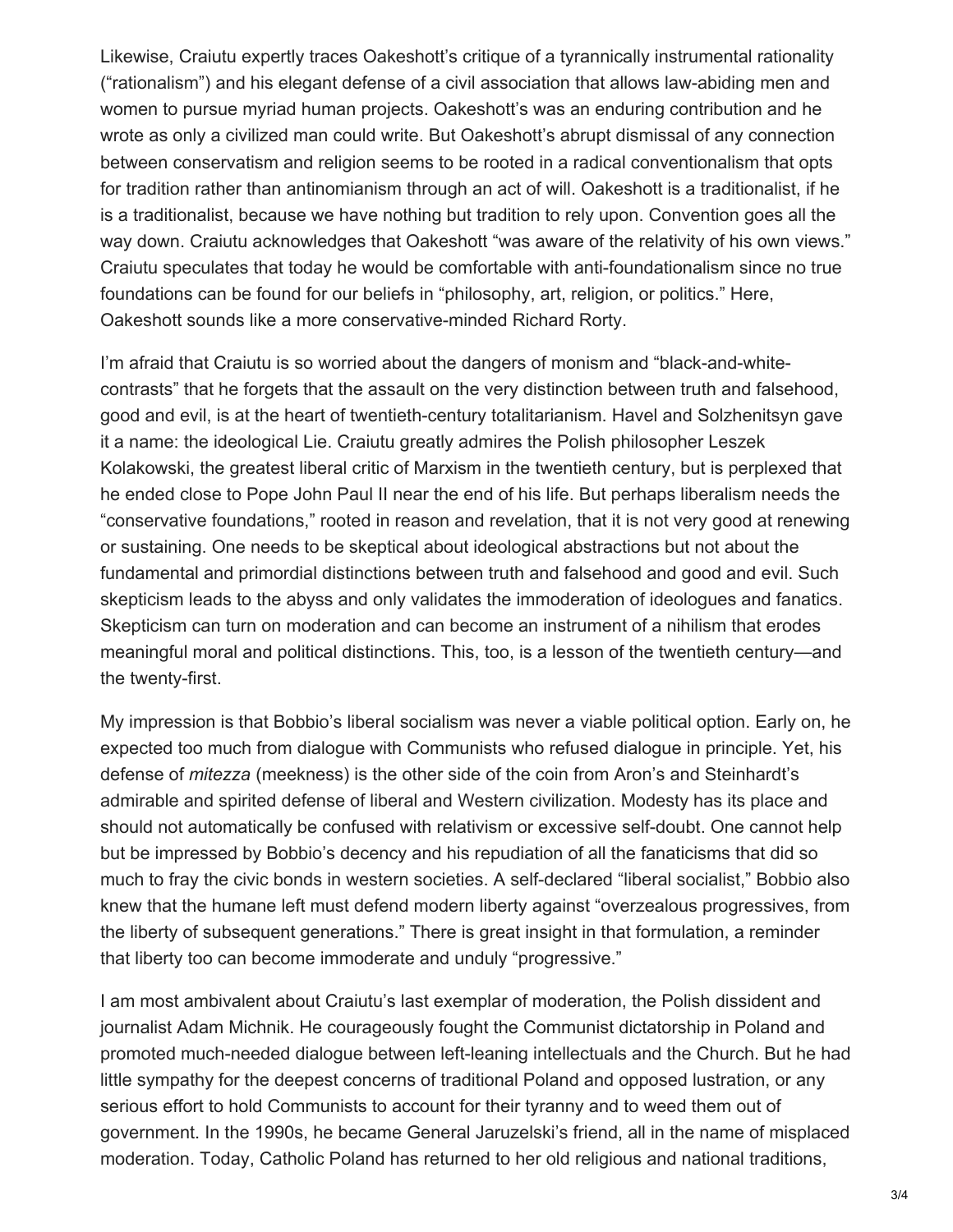Likewise, Craiutu expertly traces Oakeshott's critique of a tyrannically instrumental rationality ("rationalism") and his elegant defense of a civil association that allows law-abiding men and women to pursue myriad human projects. Oakeshott's was an enduring contribution and he wrote as only a civilized man could write. But Oakeshott's abrupt dismissal of any connection between conservatism and religion seems to be rooted in a radical conventionalism that opts for tradition rather than antinomianism through an act of will. Oakeshott is a traditionalist, if he is a traditionalist, because we have nothing but tradition to rely upon. Convention goes all the way down. Craiutu acknowledges that Oakeshott "was aware of the relativity of his own views." Craiutu speculates that today he would be comfortable with anti-foundationalism since no true foundations can be found for our beliefs in "philosophy, art, religion, or politics." Here, Oakeshott sounds like a more conservative-minded Richard Rorty.

I'm afraid that Craiutu is so worried about the dangers of monism and "black-and-white-contrasts" that he forgets that the assault on the very distinction between truth and falsehood, good and evil, is at the heart of twentieth-century totalitarianism. Havel and Solzhenitsyn gave it a name: the ideological Lie. Craiutu greatly admires the Polish philosopher Leszek Kolakowski, the greatest liberal critic of Marxism in the twentieth century, but is perplexed that he ended close to Pope John Paul II near the end of his life. But perhaps liberalism needs the "conservative foundations," rooted in reason and revelation, that it is not very good at renewing or sustaining. One needs to be skeptical about ideological abstractions but not about the fundamental and primordial distinctions between truth and falsehood and good and evil. Such skepticism leads to the abyss and only validates the immoderation of ideologues and fanatics. Skepticism can turn on moderation and can become an instrument of a nihilism that erodes meaningful moral and political distinctions. This, too, is a lesson of the twentieth century—and the twenty-first.

My impression is that Bobbio's liberal socialism was never a viable political option. Early on, he expected too much from dialogue with Communists who refused dialogue in principle. Yet, his defense of *mitezza* (meekness) is the other side of the coin from Aron's and Steinhardt's admirable and spirited defense of liberal and Western civilization. Modesty has its place and should not automatically be confused with relativism or excessive self-doubt. One cannot help but be impressed by Bobbio's decency and his repudiation of all the fanaticisms that did so much to fray the civic bonds in western societies. A self-declared "liberal socialist," Bobbio also knew that the humane left must defend modern liberty against "overzealous progressives, from the liberty of subsequent generations." There is great insight in that formulation, a reminder that liberty too can become immoderate and unduly "progressive."

I am most ambivalent about Craiutu's last exemplar of moderation, the Polish dissident and journalist Adam Michnik. He courageously fought the Communist dictatorship in Poland and promoted much-needed dialogue between left-leaning intellectuals and the Church. But he had little sympathy for the deepest concerns of traditional Poland and opposed lustration, or any serious effort to hold Communists to account for their tyranny and to weed them out of government. In the 1990s, he became General Jaruzelski's friend, all in the name of misplaced moderation. Today, Catholic Poland has returned to her old religious and national traditions,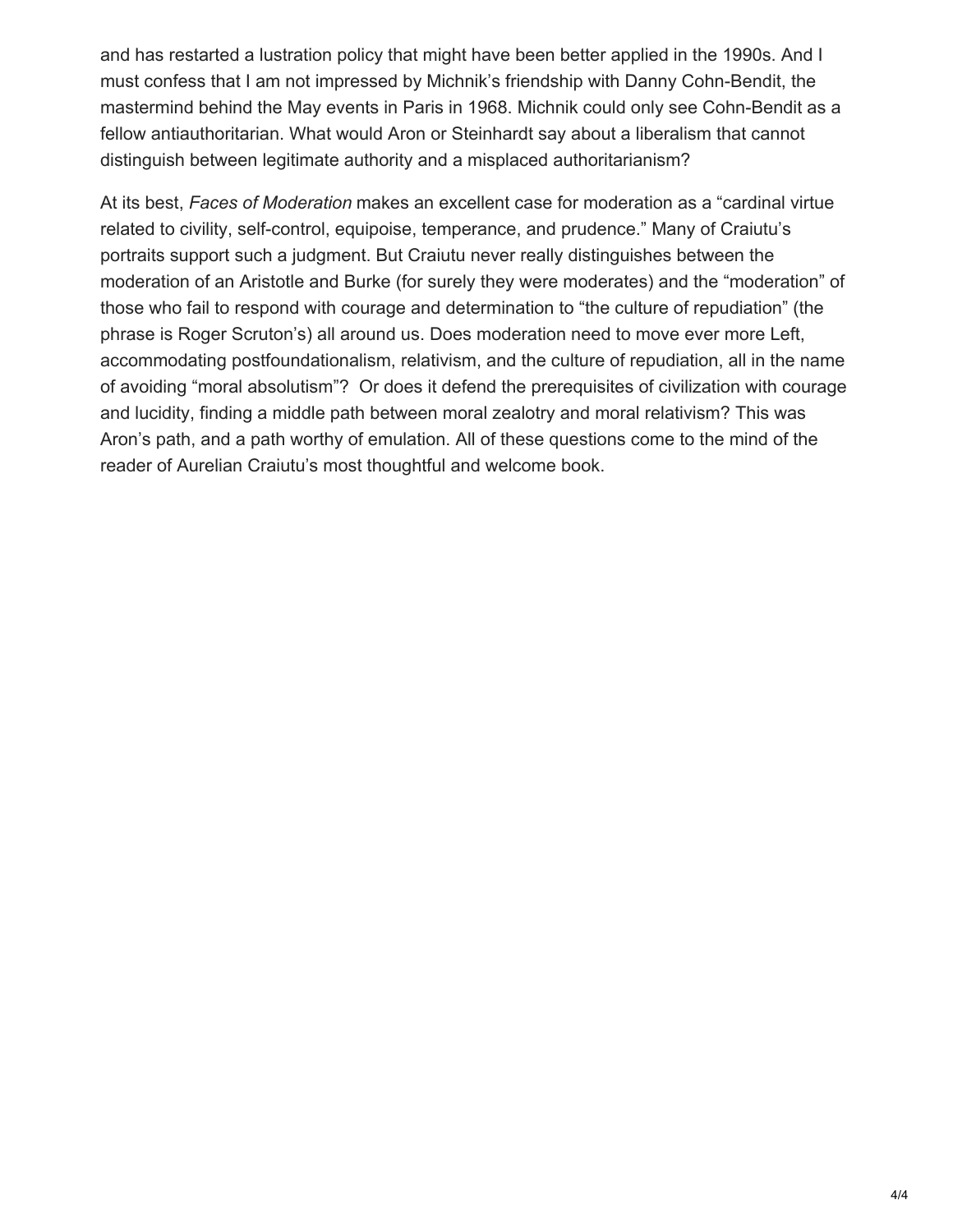and has restarted a lustration policy that might have been better applied in the 1990s. And I must confess that I am not impressed by Michnik's friendship with Danny Cohn-Bendit, the mastermind behind the May events in Paris in 1968. Michnik could only see Cohn-Bendit as a fellow antiauthoritarian. What would Aron or Steinhardt say about a liberalism that cannot distinguish between legitimate authority and a misplaced authoritarianism?

At its best, *Faces of Moderation* makes an excellent case for moderation as a "cardinal virtue related to civility, self-control, equipoise, temperance, and prudence." Many of Craiutu's portraits support such a judgment. But Craiutu never really distinguishes between the moderation of an Aristotle and Burke (for surely they were moderates) and the "moderation" of those who fail to respond with courage and determination to "the culture of repudiation" (the phrase is Roger Scruton's) all around us. Does moderation need to move ever more Left, accommodating postfoundationalism, relativism, and the culture of repudiation, all in the name of avoiding "moral absolutism"? Or does it defend the prerequisites of civilization with courage and lucidity, finding a middle path between moral zealotry and moral relativism? This was Aron's path, and a path worthy of emulation. All of these questions come to the mind of the reader of Aurelian Craiutu's most thoughtful and welcome book.